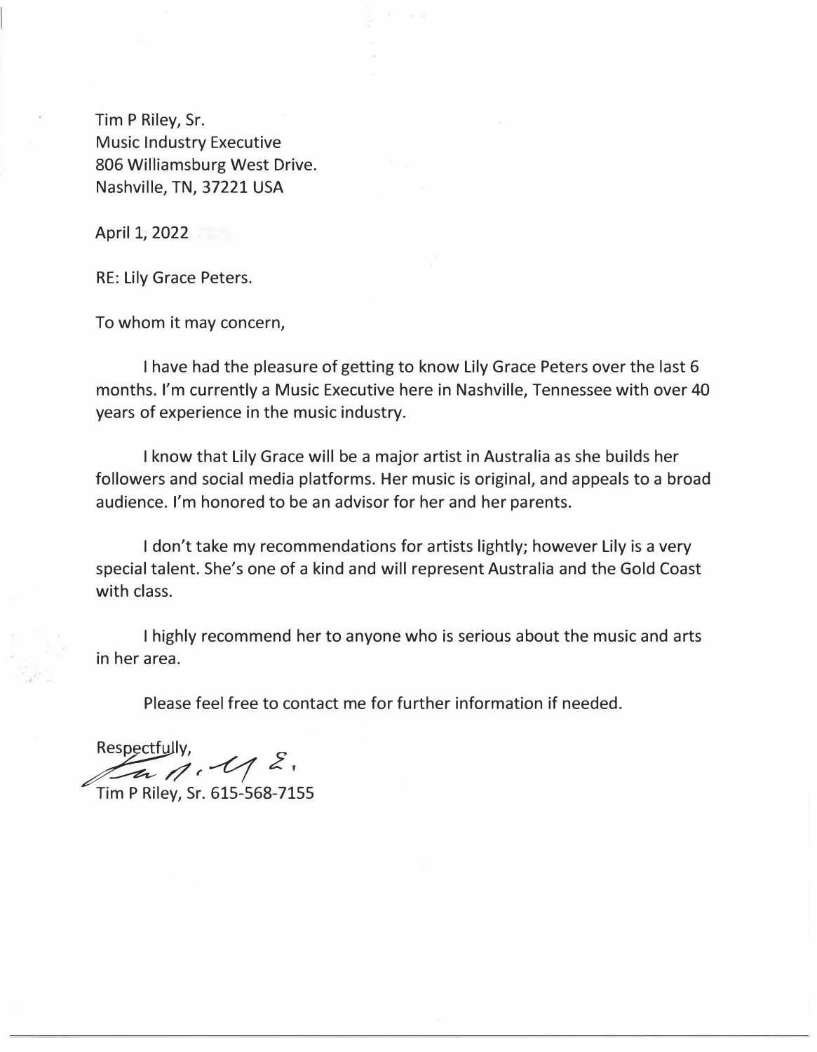Tim P Riley, Sr.
Music Industry Executive
806 Williamsburg West Drive.
Nashville, TN, 37221 USA

April 1, 2022

RE: Lily Grace Peters.

To whom it may concern,

I have had the pleasure of getting to know Lily Grace Peters over the last 6 months. I'm currently a Music Executive here in Nashville, Tennessee with over 40 years of experience in the music industry.

I know that Lily Grace will be a major artist in Australia as she builds her followers and social media platforms. Her music is original, and appeals to a broad audience. I'm honored to be an advisor for her and her parents.

I don't take my recommendations for artists lightly; however Lily is a very special talent. She's one of a kind and will represent Australia and the Gold Coast with class.

I highly recommend her to anyone who is serious about the music and arts in her area.

Please feel free to contact me for further information if needed.

Respectfully,

Tim P Riley, Sr. 615-568-7155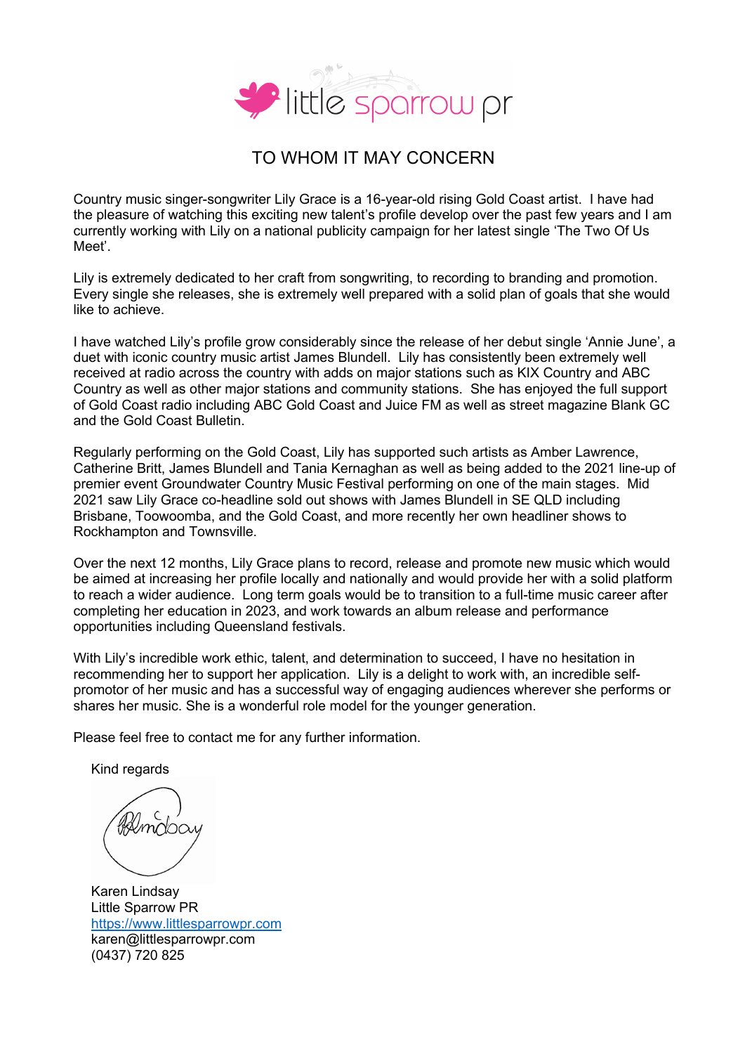little sparrow pr

# TO WHOM IT MAY CONCERN

Country music singer-songwriter Lily Grace is a 16-year-old rising Gold Coast artist. I have had the pleasure of watching this exciting new talent's profile develop over the past few years and I am currently working with Lily on a national publicity campaign for her latest single 'The Two Of Us Meet'.

Lily is extremely dedicated to her craft from songwriting, to recording to branding and promotion. Every single she releases, she is extremely well prepared with a solid plan of goals that she would like to achieve.

I have watched Lily's profile grow considerably since the release of her debut single 'Annie June', a duet with iconic country music artist James Blundell. Lily has consistently been extremely well received at radio across the country with adds on major stations such as KIX Country and ABC Country as well as other major stations and community stations. She has enjoyed the full support of Gold Coast radio including ABC Gold Coast and Juice FM as well as street magazine Blank GC and the Gold Coast Bulletin.

Regularly performing on the Gold Coast, Lily has supported such artists as Amber Lawrence, Catherine Britt, James Blundell and Tania Kernaghan as well as being added to the 2021 line-up of premier event Groundwater Country Music Festival performing on one of the main stages. Mid 2021 saw Lily Grace co-headline sold out shows with James Blundell in SE QLD including Brisbane, Toowoomba, and the Gold Coast, and more recently her own headliner shows to Rockhampton and Townsville.

Over the next 12 months, Lily Grace plans to record, release and promote new music which would be aimed at increasing her profile locally and nationally and would provide her with a solid platform to reach a wider audience. Long term goals would be to transition to a full-time music career after completing her education in 2023, and work towards an album release and performance opportunities including Queensland festivals.

With Lily's incredible work ethic, talent, and determination to succeed, I have no hesitation in recommending her to support her application. Lily is a delight to work with, an incredible self-promotor of her music and has a successful way of engaging audiences wherever she performs or shares her music. She is a wonderful role model for the younger generation.

Please feel free to contact me for any further information.

Kind regards

Karen Lindsay
Little Sparrow PR
https://www.littlesparrowpr.com
karen@littlesparrowpr.com
(0437) 720 825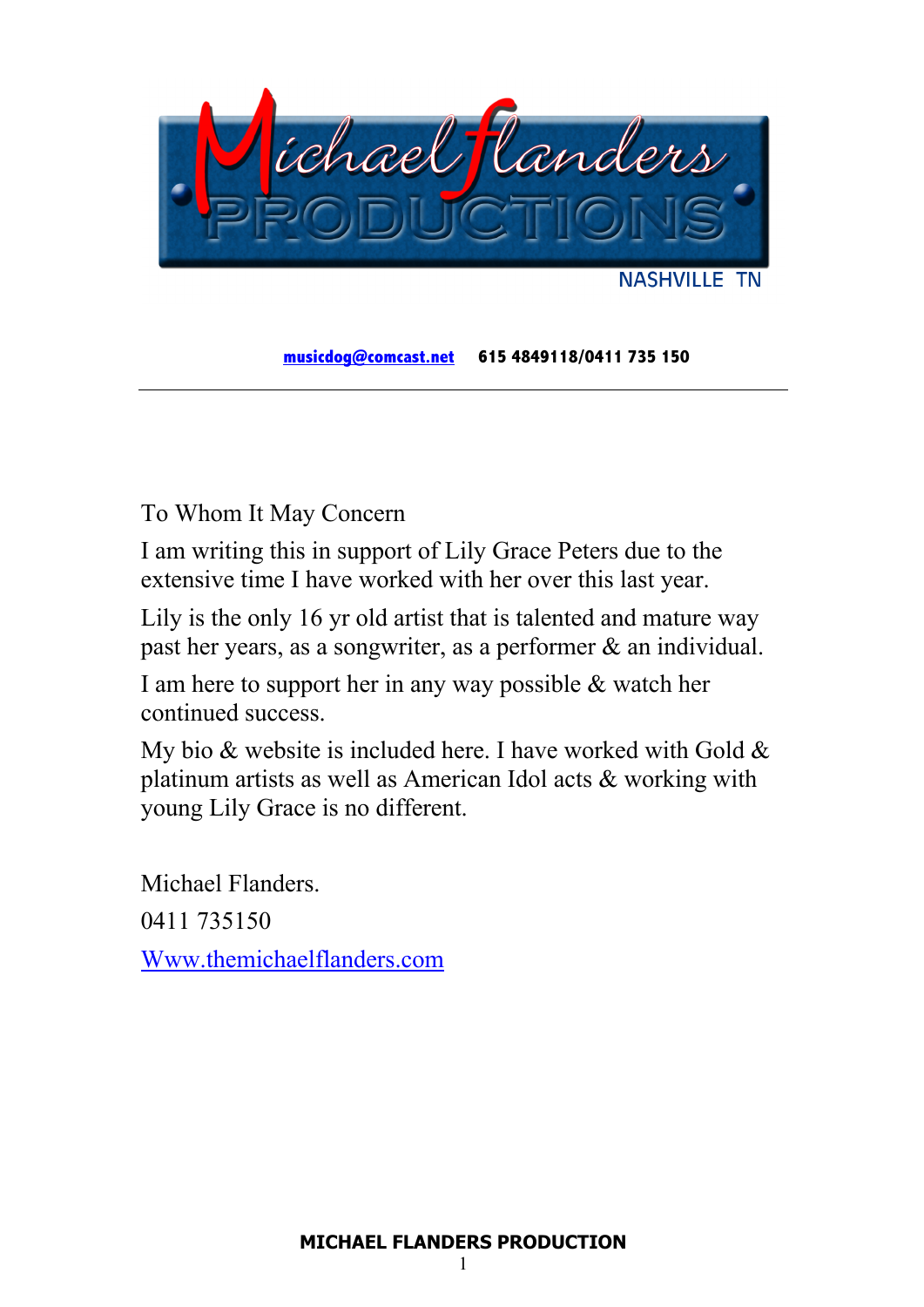Michael Flanders PRODUCTIONS

NASHVILLE TN

musicdog@comcast.net 615 4849118/0411 735 150

---

To Whom It May Concern

I am writing this in support of Lily Grace Peters due to the extensive time I have worked with her over this last year.

Lily is the only 16 yr old artist that is talented and mature way past her years, as a songwriter, as a performer & an individual.

I am here to support her in any way possible & watch her continued success.

My bio & website is included here. I have worked with Gold & platinum artists as well as American Idol acts & working with young Lily Grace is no different.

Michael Flanders.

0411 735150

Www.themichaelflanders.com

**MICHAEL FLANDERS PRODUCTION**